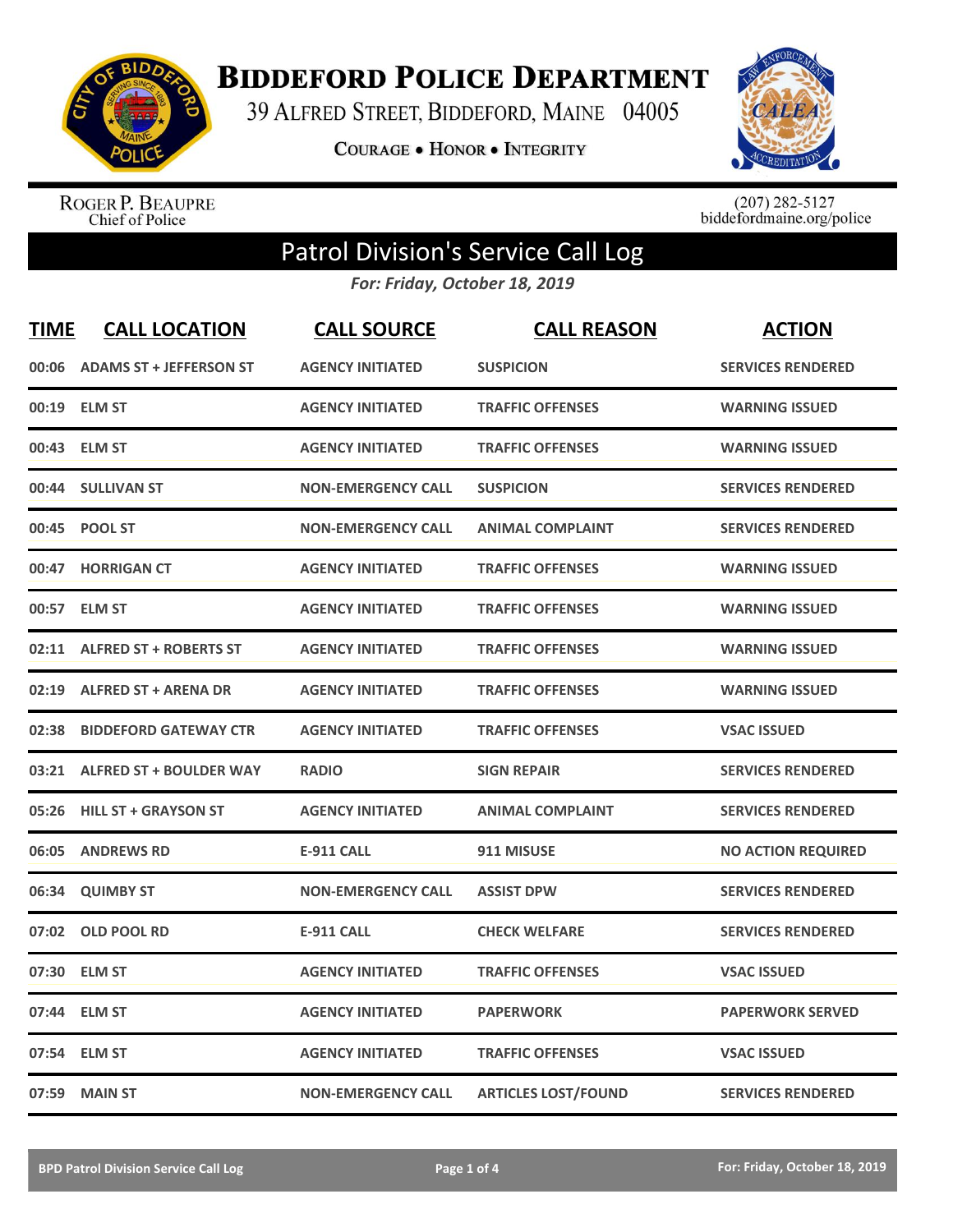# Biddeford Police Department

39 Alfred Street, Biddeford, Maine 04005

Courage • Honor • Integrity

Roger P. Beaupre
Chief of Police

(207) 282-5127
biddefordmaine.org/police

## Patrol Division's Service Call Log

*For: Friday, October 18, 2019*

| TIME | CALL LOCATION | CALL SOURCE | CALL REASON | ACTION |
|---|---|---|---|---|
| 00:06 | ADAMS ST + JEFFERSON ST | AGENCY INITIATED | SUSPICION | SERVICES RENDERED |
| 00:19 | ELM ST | AGENCY INITIATED | TRAFFIC OFFENSES | WARNING ISSUED |
| 00:43 | ELM ST | AGENCY INITIATED | TRAFFIC OFFENSES | WARNING ISSUED |
| 00:44 | SULLIVAN ST | NON-EMERGENCY CALL | SUSPICION | SERVICES RENDERED |
| 00:45 | POOL ST | NON-EMERGENCY CALL | ANIMAL COMPLAINT | SERVICES RENDERED |
| 00:47 | HORRIGAN CT | AGENCY INITIATED | TRAFFIC OFFENSES | WARNING ISSUED |
| 00:57 | ELM ST | AGENCY INITIATED | TRAFFIC OFFENSES | WARNING ISSUED |
| 02:11 | ALFRED ST + ROBERTS ST | AGENCY INITIATED | TRAFFIC OFFENSES | WARNING ISSUED |
| 02:19 | ALFRED ST + ARENA DR | AGENCY INITIATED | TRAFFIC OFFENSES | WARNING ISSUED |
| 02:38 | BIDDEFORD GATEWAY CTR | AGENCY INITIATED | TRAFFIC OFFENSES | VSAC ISSUED |
| 03:21 | ALFRED ST + BOULDER WAY | RADIO | SIGN REPAIR | SERVICES RENDERED |
| 05:26 | HILL ST + GRAYSON ST | AGENCY INITIATED | ANIMAL COMPLAINT | SERVICES RENDERED |
| 06:05 | ANDREWS RD | E-911 CALL | 911 MISUSE | NO ACTION REQUIRED |
| 06:34 | QUIMBY ST | NON-EMERGENCY CALL | ASSIST DPW | SERVICES RENDERED |
| 07:02 | OLD POOL RD | E-911 CALL | CHECK WELFARE | SERVICES RENDERED |
| 07:30 | ELM ST | AGENCY INITIATED | TRAFFIC OFFENSES | VSAC ISSUED |
| 07:44 | ELM ST | AGENCY INITIATED | PAPERWORK | PAPERWORK SERVED |
| 07:54 | ELM ST | AGENCY INITIATED | TRAFFIC OFFENSES | VSAC ISSUED |
| 07:59 | MAIN ST | NON-EMERGENCY CALL | ARTICLES LOST/FOUND | SERVICES RENDERED |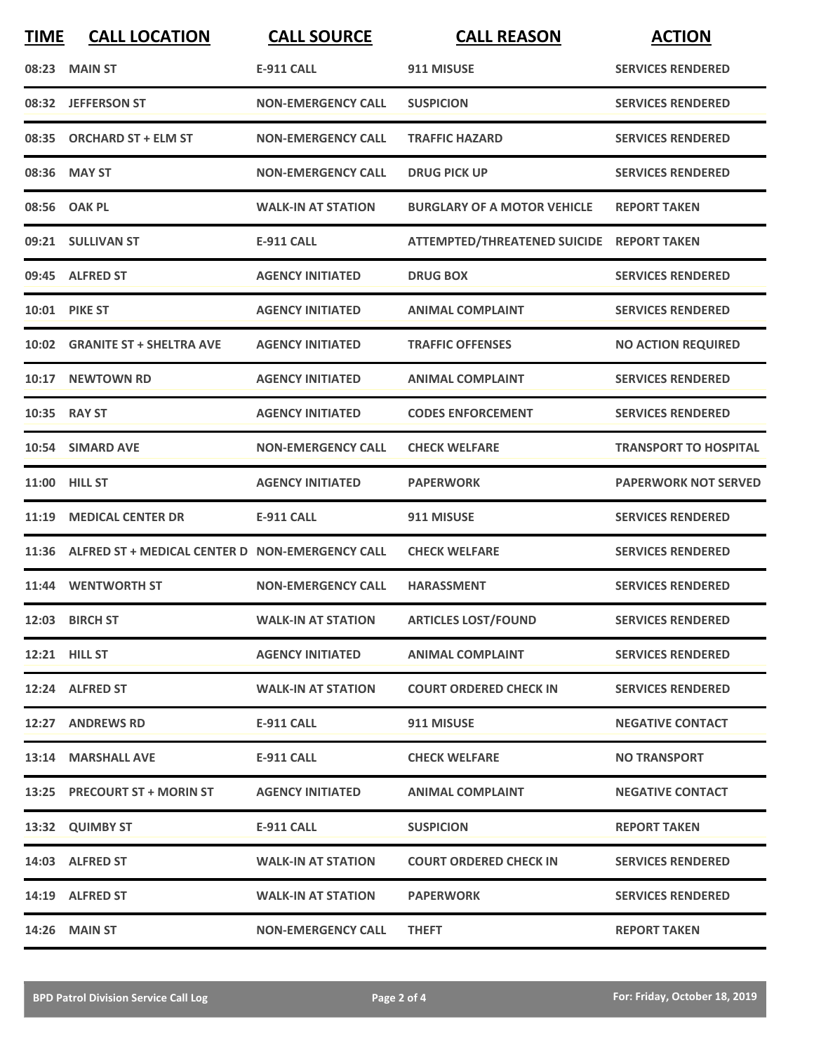| TIME | CALL LOCATION | CALL SOURCE | CALL REASON | ACTION |
|---|---|---|---|---|
| 08:23 | MAIN ST | E-911 CALL | 911 MISUSE | SERVICES RENDERED |
| 08:32 | JEFFERSON ST | NON-EMERGENCY CALL | SUSPICION | SERVICES RENDERED |
| 08:35 | ORCHARD ST + ELM ST | NON-EMERGENCY CALL | TRAFFIC HAZARD | SERVICES RENDERED |
| 08:36 | MAY ST | NON-EMERGENCY CALL | DRUG PICK UP | SERVICES RENDERED |
| 08:56 | OAK PL | WALK-IN AT STATION | BURGLARY OF A MOTOR VEHICLE | REPORT TAKEN |
| 09:21 | SULLIVAN ST | E-911 CALL | ATTEMPTED/THREATENED SUICIDE | REPORT TAKEN |
| 09:45 | ALFRED ST | AGENCY INITIATED | DRUG BOX | SERVICES RENDERED |
| 10:01 | PIKE ST | AGENCY INITIATED | ANIMAL COMPLAINT | SERVICES RENDERED |
| 10:02 | GRANITE ST + SHELTRA AVE | AGENCY INITIATED | TRAFFIC OFFENSES | NO ACTION REQUIRED |
| 10:17 | NEWTOWN RD | AGENCY INITIATED | ANIMAL COMPLAINT | SERVICES RENDERED |
| 10:35 | RAY ST | AGENCY INITIATED | CODES ENFORCEMENT | SERVICES RENDERED |
| 10:54 | SIMARD AVE | NON-EMERGENCY CALL | CHECK WELFARE | TRANSPORT TO HOSPITAL |
| 11:00 | HILL ST | AGENCY INITIATED | PAPERWORK | PAPERWORK NOT SERVED |
| 11:19 | MEDICAL CENTER DR | E-911 CALL | 911 MISUSE | SERVICES RENDERED |
| 11:36 | ALFRED ST + MEDICAL CENTER D | NON-EMERGENCY CALL | CHECK WELFARE | SERVICES RENDERED |
| 11:44 | WENTWORTH ST | NON-EMERGENCY CALL | HARASSMENT | SERVICES RENDERED |
| 12:03 | BIRCH ST | WALK-IN AT STATION | ARTICLES LOST/FOUND | SERVICES RENDERED |
| 12:21 | HILL ST | AGENCY INITIATED | ANIMAL COMPLAINT | SERVICES RENDERED |
| 12:24 | ALFRED ST | WALK-IN AT STATION | COURT ORDERED CHECK IN | SERVICES RENDERED |
| 12:27 | ANDREWS RD | E-911 CALL | 911 MISUSE | NEGATIVE CONTACT |
| 13:14 | MARSHALL AVE | E-911 CALL | CHECK WELFARE | NO TRANSPORT |
| 13:25 | PRECOURT ST + MORIN ST | AGENCY INITIATED | ANIMAL COMPLAINT | NEGATIVE CONTACT |
| 13:32 | QUIMBY ST | E-911 CALL | SUSPICION | REPORT TAKEN |
| 14:03 | ALFRED ST | WALK-IN AT STATION | COURT ORDERED CHECK IN | SERVICES RENDERED |
| 14:19 | ALFRED ST | WALK-IN AT STATION | PAPERWORK | SERVICES RENDERED |
| 14:26 | MAIN ST | NON-EMERGENCY CALL | THEFT | REPORT TAKEN |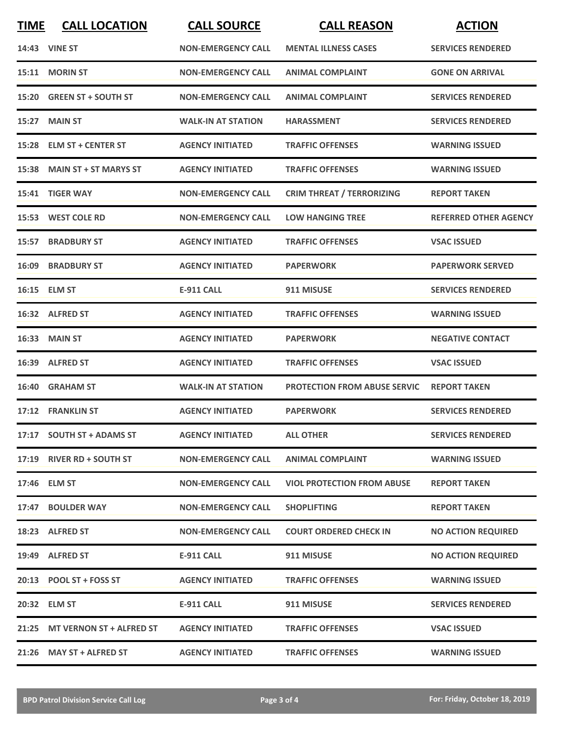| TIME | CALL LOCATION | CALL SOURCE | CALL REASON | ACTION |
|---|---|---|---|---|
| 14:43 | VINE ST | NON-EMERGENCY CALL | MENTAL ILLNESS CASES | SERVICES RENDERED |
| 15:11 | MORIN ST | NON-EMERGENCY CALL | ANIMAL COMPLAINT | GONE ON ARRIVAL |
| 15:20 | GREEN ST + SOUTH ST | NON-EMERGENCY CALL | ANIMAL COMPLAINT | SERVICES RENDERED |
| 15:27 | MAIN ST | WALK-IN AT STATION | HARASSMENT | SERVICES RENDERED |
| 15:28 | ELM ST + CENTER ST | AGENCY INITIATED | TRAFFIC OFFENSES | WARNING ISSUED |
| 15:38 | MAIN ST + ST MARYS ST | AGENCY INITIATED | TRAFFIC OFFENSES | WARNING ISSUED |
| 15:41 | TIGER WAY | NON-EMERGENCY CALL | CRIM THREAT / TERRORIZING | REPORT TAKEN |
| 15:53 | WEST COLE RD | NON-EMERGENCY CALL | LOW HANGING TREE | REFERRED OTHER AGENCY |
| 15:57 | BRADBURY ST | AGENCY INITIATED | TRAFFIC OFFENSES | VSAC ISSUED |
| 16:09 | BRADBURY ST | AGENCY INITIATED | PAPERWORK | PAPERWORK SERVED |
| 16:15 | ELM ST | E-911 CALL | 911 MISUSE | SERVICES RENDERED |
| 16:32 | ALFRED ST | AGENCY INITIATED | TRAFFIC OFFENSES | WARNING ISSUED |
| 16:33 | MAIN ST | AGENCY INITIATED | PAPERWORK | NEGATIVE CONTACT |
| 16:39 | ALFRED ST | AGENCY INITIATED | TRAFFIC OFFENSES | VSAC ISSUED |
| 16:40 | GRAHAM ST | WALK-IN AT STATION | PROTECTION FROM ABUSE SERVIC | REPORT TAKEN |
| 17:12 | FRANKLIN ST | AGENCY INITIATED | PAPERWORK | SERVICES RENDERED |
| 17:17 | SOUTH ST + ADAMS ST | AGENCY INITIATED | ALL OTHER | SERVICES RENDERED |
| 17:19 | RIVER RD + SOUTH ST | NON-EMERGENCY CALL | ANIMAL COMPLAINT | WARNING ISSUED |
| 17:46 | ELM ST | NON-EMERGENCY CALL | VIOL PROTECTION FROM ABUSE | REPORT TAKEN |
| 17:47 | BOULDER WAY | NON-EMERGENCY CALL | SHOPLIFTING | REPORT TAKEN |
| 18:23 | ALFRED ST | NON-EMERGENCY CALL | COURT ORDERED CHECK IN | NO ACTION REQUIRED |
| 19:49 | ALFRED ST | E-911 CALL | 911 MISUSE | NO ACTION REQUIRED |
| 20:13 | POOL ST + FOSS ST | AGENCY INITIATED | TRAFFIC OFFENSES | WARNING ISSUED |
| 20:32 | ELM ST | E-911 CALL | 911 MISUSE | SERVICES RENDERED |
| 21:25 | MT VERNON ST + ALFRED ST | AGENCY INITIATED | TRAFFIC OFFENSES | VSAC ISSUED |
| 21:26 | MAY ST + ALFRED ST | AGENCY INITIATED | TRAFFIC OFFENSES | WARNING ISSUED |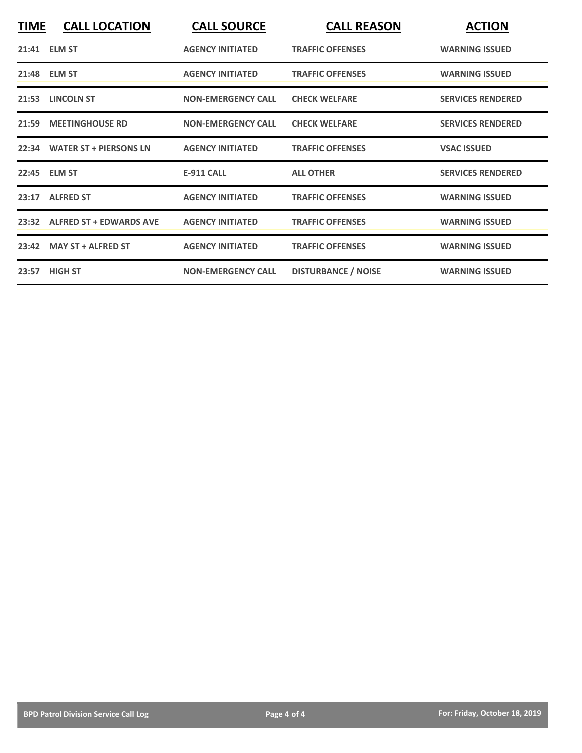| TIME | CALL LOCATION | CALL SOURCE | CALL REASON | ACTION |
|---|---|---|---|---|
| 21:41 | ELM ST | AGENCY INITIATED | TRAFFIC OFFENSES | WARNING ISSUED |
| 21:48 | ELM ST | AGENCY INITIATED | TRAFFIC OFFENSES | WARNING ISSUED |
| 21:53 | LINCOLN ST | NON-EMERGENCY CALL | CHECK WELFARE | SERVICES RENDERED |
| 21:59 | MEETINGHOUSE RD | NON-EMERGENCY CALL | CHECK WELFARE | SERVICES RENDERED |
| 22:34 | WATER ST + PIERSONS LN | AGENCY INITIATED | TRAFFIC OFFENSES | VSAC ISSUED |
| 22:45 | ELM ST | E-911 CALL | ALL OTHER | SERVICES RENDERED |
| 23:17 | ALFRED ST | AGENCY INITIATED | TRAFFIC OFFENSES | WARNING ISSUED |
| 23:32 | ALFRED ST + EDWARDS AVE | AGENCY INITIATED | TRAFFIC OFFENSES | WARNING ISSUED |
| 23:42 | MAY ST + ALFRED ST | AGENCY INITIATED | TRAFFIC OFFENSES | WARNING ISSUED |
| 23:57 | HIGH ST | NON-EMERGENCY CALL | DISTURBANCE / NOISE | WARNING ISSUED |